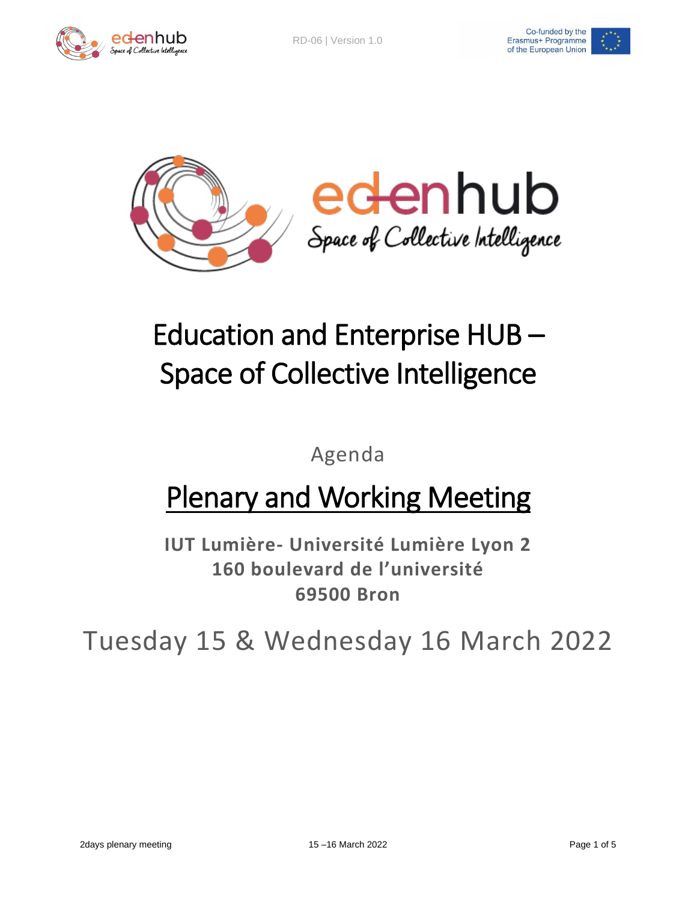edenhub

Space of Collective Intelligence

# Education and Enterprise HUB – Space of Collective Intelligence

Agenda

## Plenary and Working Meeting

**IUT Lumière- Université Lumière Lyon 2**
**160 boulevard de l'université**
**69500 Bron**

Tuesday 15 & Wednesday 16 March 2022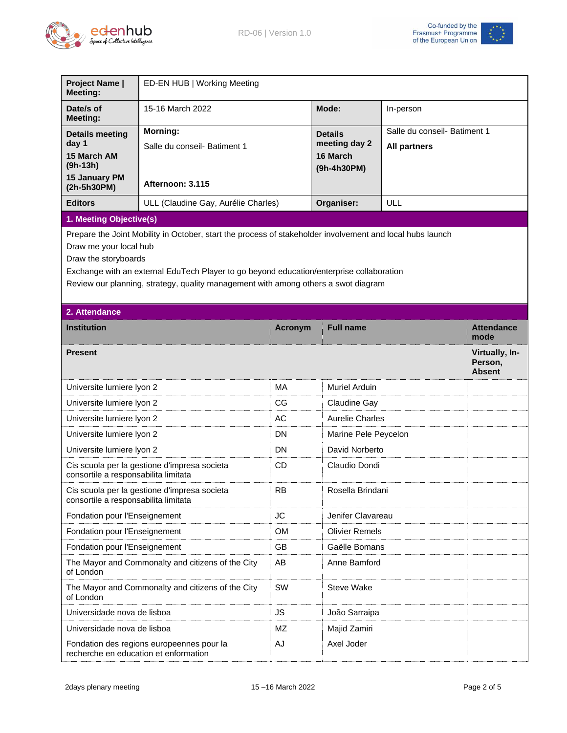| **Project Name \| Meeting:** | ED-EN HUB \| Working Meeting | | |
|---|---|---|---|
| **Date/s of Meeting:** | 15-16 March 2022 | **Mode:** | In-person |
| **Details meeting day 1**<br>**15 March AM (9h-13h)**<br>**15 January PM (2h-5h30PM)** | **Morning:**<br>Salle du conseil- Batiment 1<br><br>**Afternoon: 3.115** | **Details meeting day 2**<br>**16 March**<br>**(9h-4h30PM)** | Salle du conseil- Batiment 1<br>**All partners** |
| **Editors** | ULL (Claudine Gay, Aurélie Charles) | **Organiser:** | ULL |

## 1. Meeting Objective(s)

Prepare the Joint Mobility in October, start the process of stakeholder involvement and local hubs launch

Draw me your local hub

Draw the storyboards

Exchange with an external EduTech Player to go beyond education/enterprise collaboration

Review our planning, strategy, quality management with among others a swot diagram

## 2. Attendance

| Institution | Acronym | Full name | Attendance mode |
|---|---|---|---|
| **Present** | | | **Virtually, In-Person, Absent** |
| Universite lumiere lyon 2 | MA | Muriel Arduin | |
| Universite lumiere lyon 2 | CG | Claudine Gay | |
| Universite lumiere lyon 2 | AC | Aurelie Charles | |
| Universite lumiere lyon 2 | DN | Marine Pele Peycelon | |
| Universite lumiere lyon 2 | DN | David Norberto | |
| Cis scuola per la gestione d'impresa societa consortile a responsabilita limitata | CD | Claudio Dondi | |
| Cis scuola per la gestione d'impresa societa consortile a responsabilita limitata | RB | Rosella Brindani | |
| Fondation pour l'Enseignement | JC | Jenifer Clavareau | |
| Fondation pour l'Enseignement | OM | Olivier Remels | |
| Fondation pour l'Enseignement | GB | Gaëlle Bomans | |
| The Mayor and Commonalty and citizens of the City of London | AB | Anne Bamford | |
| The Mayor and Commonalty and citizens of the City of London | SW | Steve Wake | |
| Universidade nova de lisboa | JS | João Sarraipa | |
| Universidade nova de lisboa | MZ | Majid Zamiri | |
| Fondation des regions europeennes pour la recherche en education et enformation | AJ | Axel Joder | |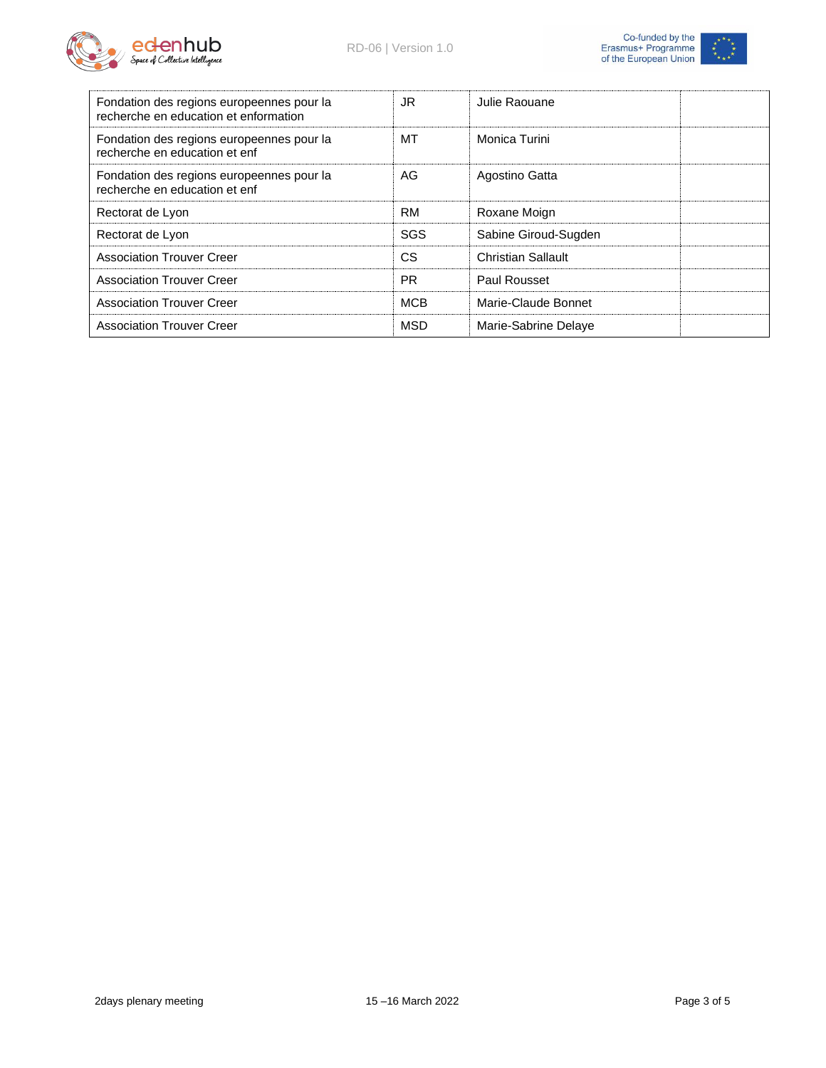| | | | |
|---|---|---|---|
| Fondation des regions europeennes pour la recherche en education et enformation | JR | Julie Raouane | |
| Fondation des regions europeennes pour la recherche en education et enf | MT | Monica Turini | |
| Fondation des regions europeennes pour la recherche en education et enf | AG | Agostino Gatta | |
| Rectorat de Lyon | RM | Roxane Moign | |
| Rectorat de Lyon | SGS | Sabine Giroud-Sugden | |
| Association Trouver Creer | CS | Christian Sallault | |
| Association Trouver Creer | PR | Paul Rousset | |
| Association Trouver Creer | MCB | Marie-Claude Bonnet | |
| Association Trouver Creer | MSD | Marie-Sabrine Delaye | |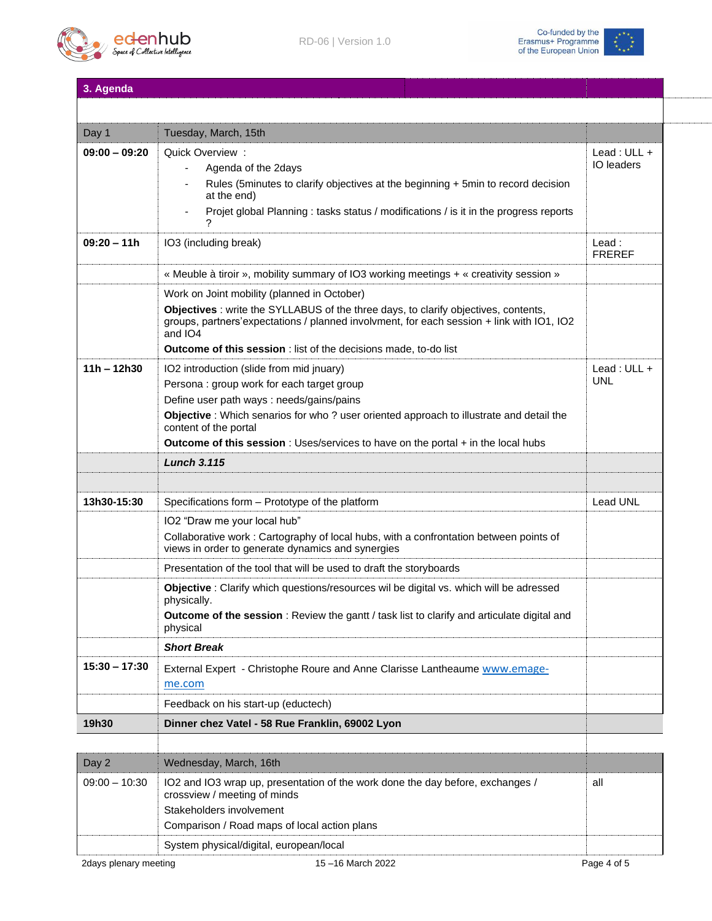## 3. Agenda

| | | |
|---|---|---|
| Day 1 | Tuesday, March, 15th | |
| **09:00 – 09:20** | Quick Overview :<br>- Agenda of the 2days<br>- Rules (5minutes to clarify objectives at the beginning + 5min to record decision at the end)<br>- Projet global Planning : tasks status / modifications / is it in the progress reports ? | Lead : ULL + IO leaders |
| **09:20 – 11h** | IO3 (including break) | Lead : FREREF |
| | « Meuble à tiroir », mobility summary of IO3 working meetings + « creativity session » | |
| | Work on Joint mobility (planned in October)<br>**Objectives** : write the SYLLABUS of the three days, to clarify objectives, contents, groups, partners'expectations / planned involvment, for each session + link with IO1, IO2 and IO4<br>**Outcome of this session** : list of the decisions made, to-do list | |
| **11h – 12h30** | IO2 introduction (slide from mid jnuary)<br>Persona : group work for each target group<br>Define user path ways : needs/gains/pains<br>**Objective** : Which senarios for who ? user oriented approach to illustrate and detail the content of the portal<br>**Outcome of this session** : Uses/services to have on the portal + in the local hubs | Lead : ULL + UNL |
| | ***Lunch 3.115*** | |
| | | |
| **13h30-15:30** | Specifications form – Prototype of the platform | Lead UNL |
| | IO2 "Draw me your local hub"<br>Collaborative work : Cartography of local hubs, with a confrontation between points of views in order to generate dynamics and synergies | |
| | Presentation of the tool that will be used to draft the storyboards | |
| | **Objective** : Clarify which questions/resources wil be digital vs. which will be adressed physically.<br>**Outcome of the session** : Review the gantt / task list to clarify and articulate digital and physical | |
| | ***Short Break*** | |
| **15:30 – 17:30** | External Expert - Christophe Roure and Anne Clarisse Lantheaume [www.emage-me.com](http://www.emage-me.com) | |
| | Feedback on his start-up (eductech) | |
| **19h30** | **Dinner chez Vatel - 58 Rue Franklin, 69002 Lyon** | |
| | | |
| Day 2 | Wednesday, March, 16th | |
| 09:00 – 10:30 | IO2 and IO3 wrap up, presentation of the work done the day before, exchanges / crossview / meeting of minds<br>Stakeholders involvement<br>Comparison / Road maps of local action plans | all |
| | System physical/digital, european/local | |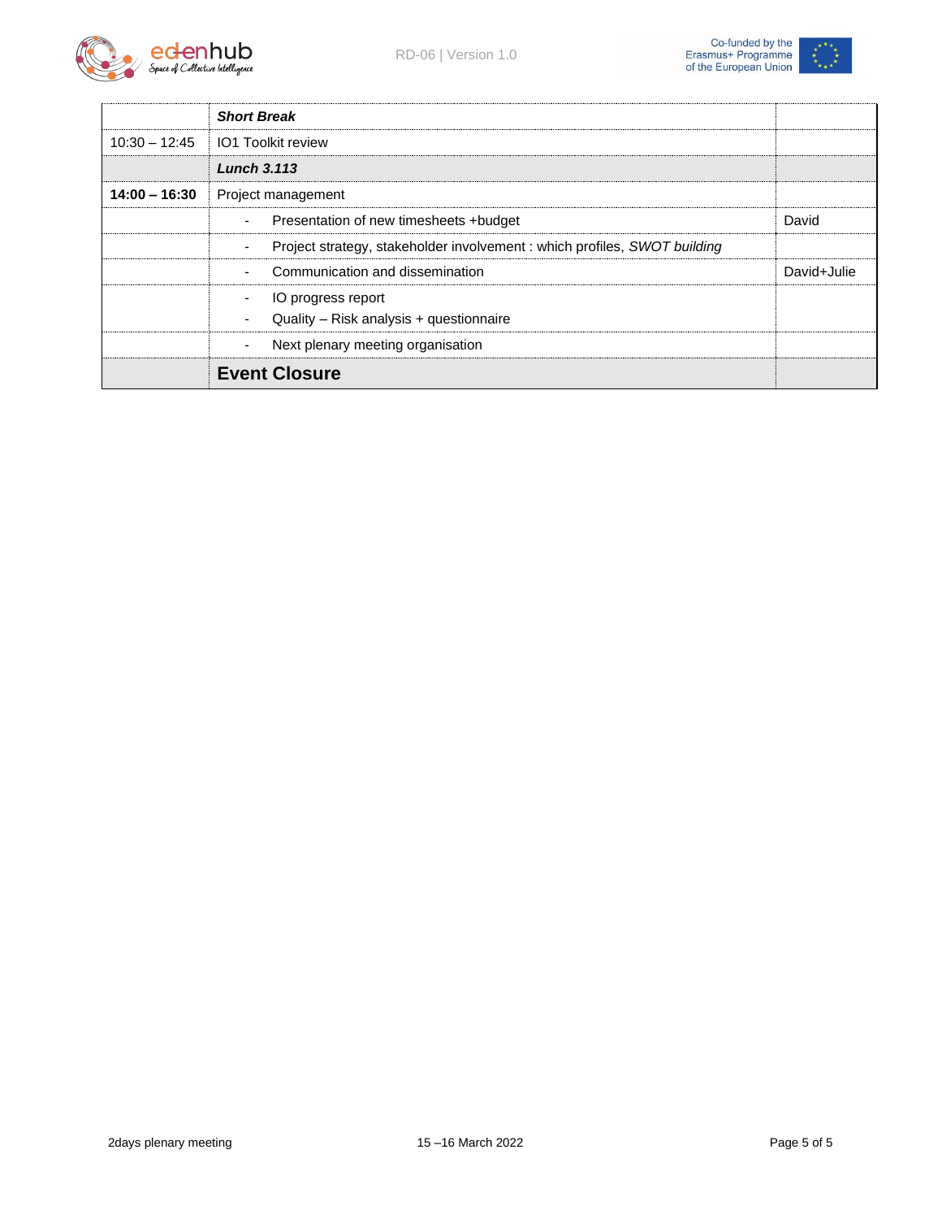| | | |
|---|---|---|
| | ***Short Break*** | |
| 10:30 – 12:45 | IO1 Toolkit review | |
| | ***Lunch 3.113*** | |
| **14:00 – 16:30** | Project management | |
| | - Presentation of new timesheets +budget | David |
| | - Project strategy, stakeholder involvement : which profiles, *SWOT building* | |
| | - Communication and dissemination | David+Julie |
| | - IO progress report<br>- Quality – Risk analysis + questionnaire | |
| | - Next plenary meeting organisation | |
| | **Event Closure** | |